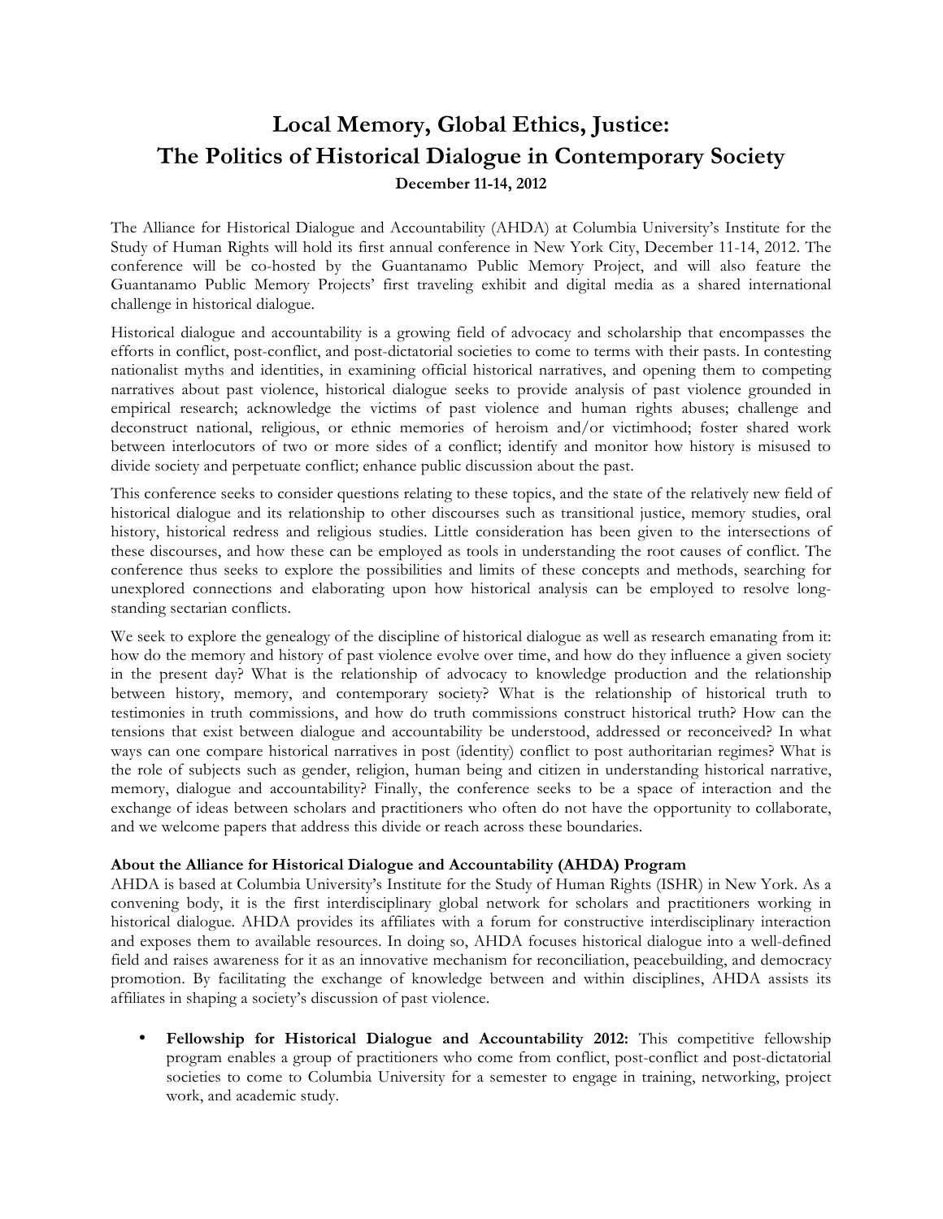# Local Memory, Global Ethics, Justice:
# The Politics of Historical Dialogue in Contemporary Society

**December 11-14, 2012**

The Alliance for Historical Dialogue and Accountability (AHDA) at Columbia University's Institute for the Study of Human Rights will hold its first annual conference in New York City, December 11-14, 2012. The conference will be co-hosted by the Guantanamo Public Memory Project, and will also feature the Guantanamo Public Memory Projects' first traveling exhibit and digital media as a shared international challenge in historical dialogue.

Historical dialogue and accountability is a growing field of advocacy and scholarship that encompasses the efforts in conflict, post-conflict, and post-dictatorial societies to come to terms with their pasts. In contesting nationalist myths and identities, in examining official historical narratives, and opening them to competing narratives about past violence, historical dialogue seeks to provide analysis of past violence grounded in empirical research; acknowledge the victims of past violence and human rights abuses; challenge and deconstruct national, religious, or ethnic memories of heroism and/or victimhood; foster shared work between interlocutors of two or more sides of a conflict; identify and monitor how history is misused to divide society and perpetuate conflict; enhance public discussion about the past.

This conference seeks to consider questions relating to these topics, and the state of the relatively new field of historical dialogue and its relationship to other discourses such as transitional justice, memory studies, oral history, historical redress and religious studies. Little consideration has been given to the intersections of these discourses, and how these can be employed as tools in understanding the root causes of conflict. The conference thus seeks to explore the possibilities and limits of these concepts and methods, searching for unexplored connections and elaborating upon how historical analysis can be employed to resolve long-standing sectarian conflicts.

We seek to explore the genealogy of the discipline of historical dialogue as well as research emanating from it: how do the memory and history of past violence evolve over time, and how do they influence a given society in the present day? What is the relationship of advocacy to knowledge production and the relationship between history, memory, and contemporary society? What is the relationship of historical truth to testimonies in truth commissions, and how do truth commissions construct historical truth? How can the tensions that exist between dialogue and accountability be understood, addressed or reconceived? In what ways can one compare historical narratives in post (identity) conflict to post authoritarian regimes? What is the role of subjects such as gender, religion, human being and citizen in understanding historical narrative, memory, dialogue and accountability? Finally, the conference seeks to be a space of interaction and the exchange of ideas between scholars and practitioners who often do not have the opportunity to collaborate, and we welcome papers that address this divide or reach across these boundaries.

**About the Alliance for Historical Dialogue and Accountability (AHDA) Program**

AHDA is based at Columbia University's Institute for the Study of Human Rights (ISHR) in New York. As a convening body, it is the first interdisciplinary global network for scholars and practitioners working in historical dialogue. AHDA provides its affiliates with a forum for constructive interdisciplinary interaction and exposes them to available resources. In doing so, AHDA focuses historical dialogue into a well-defined field and raises awareness for it as an innovative mechanism for reconciliation, peacebuilding, and democracy promotion. By facilitating the exchange of knowledge between and within disciplines, AHDA assists its affiliates in shaping a society's discussion of past violence.

- **Fellowship for Historical Dialogue and Accountability 2012:** This competitive fellowship program enables a group of practitioners who come from conflict, post-conflict and post-dictatorial societies to come to Columbia University for a semester to engage in training, networking, project work, and academic study.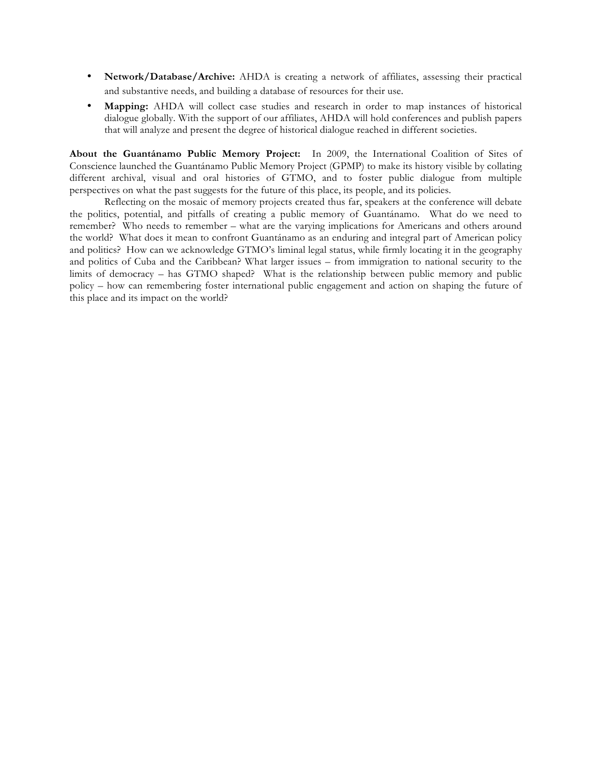- **Network/Database/Archive:** AHDA is creating a network of affiliates, assessing their practical and substantive needs, and building a database of resources for their use.
- **Mapping:** AHDA will collect case studies and research in order to map instances of historical dialogue globally. With the support of our affiliates, AHDA will hold conferences and publish papers that will analyze and present the degree of historical dialogue reached in different societies.

**About the Guantánamo Public Memory Project:** In 2009, the International Coalition of Sites of Conscience launched the Guantánamo Public Memory Project (GPMP) to make its history visible by collating different archival, visual and oral histories of GTMO, and to foster public dialogue from multiple perspectives on what the past suggests for the future of this place, its people, and its policies.

Reflecting on the mosaic of memory projects created thus far, speakers at the conference will debate the politics, potential, and pitfalls of creating a public memory of Guantánamo. What do we need to remember? Who needs to remember – what are the varying implications for Americans and others around the world? What does it mean to confront Guantánamo as an enduring and integral part of American policy and politics? How can we acknowledge GTMO's liminal legal status, while firmly locating it in the geography and politics of Cuba and the Caribbean? What larger issues – from immigration to national security to the limits of democracy – has GTMO shaped? What is the relationship between public memory and public policy – how can remembering foster international public engagement and action on shaping the future of this place and its impact on the world?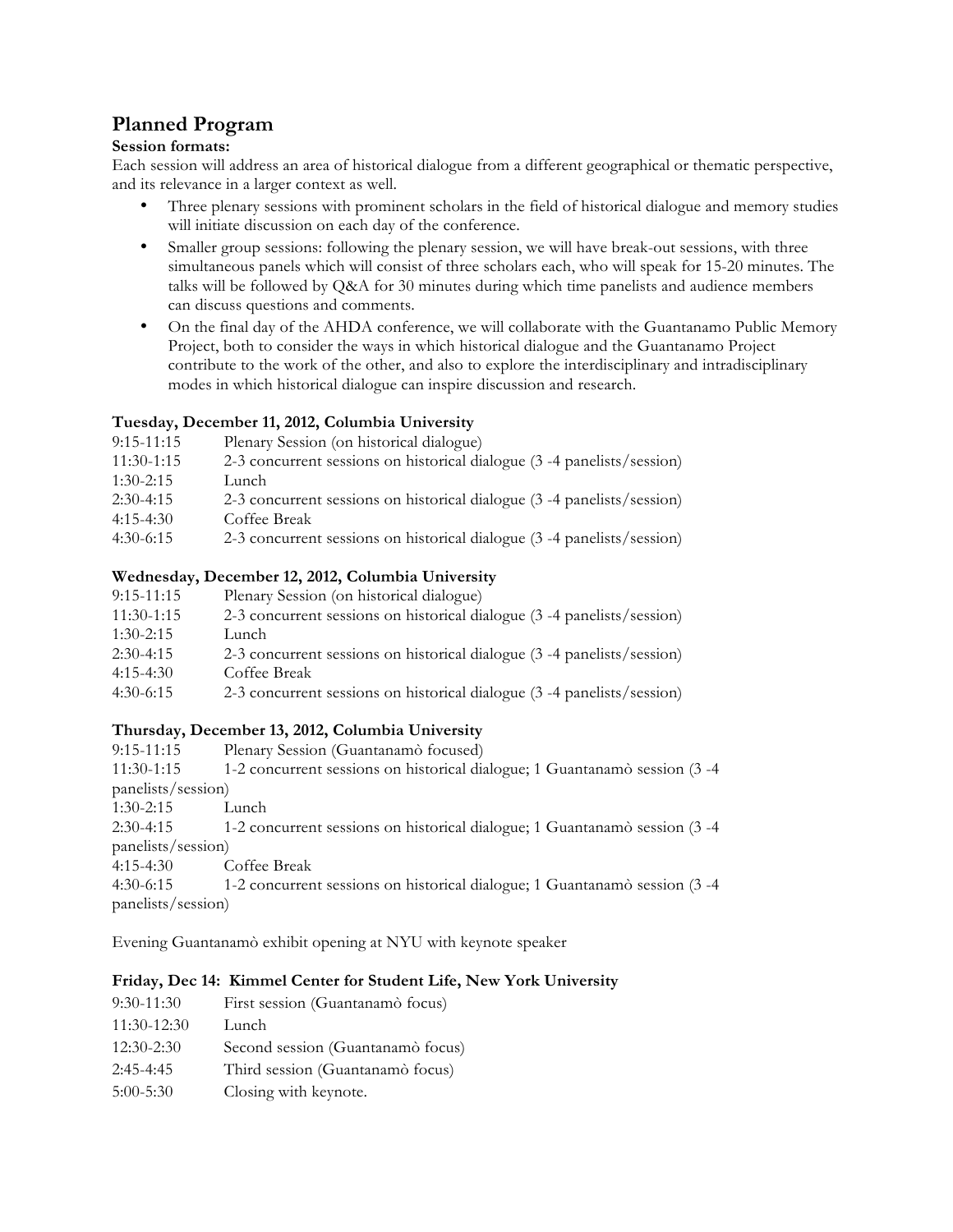## Planned Program

**Session formats:**

Each session will address an area of historical dialogue from a different geographical or thematic perspective, and its relevance in a larger context as well.

- Three plenary sessions with prominent scholars in the field of historical dialogue and memory studies will initiate discussion on each day of the conference.
- Smaller group sessions: following the plenary session, we will have break-out sessions, with three simultaneous panels which will consist of three scholars each, who will speak for 15-20 minutes. The talks will be followed by Q&A for 30 minutes during which time panelists and audience members can discuss questions and comments.
- On the final day of the AHDA conference, we will collaborate with the Guantanamo Public Memory Project, both to consider the ways in which historical dialogue and the Guantanamo Project contribute to the work of the other, and also to explore the interdisciplinary and intradisciplinary modes in which historical dialogue can inspire discussion and research.

**Tuesday, December 11, 2012, Columbia University**

| | |
|---|---|
| 9:15-11:15 | Plenary Session (on historical dialogue) |
| 11:30-1:15 | 2-3 concurrent sessions on historical dialogue (3 -4 panelists/session) |
| 1:30-2:15 | Lunch |
| 2:30-4:15 | 2-3 concurrent sessions on historical dialogue (3 -4 panelists/session) |
| 4:15-4:30 | Coffee Break |
| 4:30-6:15 | 2-3 concurrent sessions on historical dialogue (3 -4 panelists/session) |

**Wednesday, December 12, 2012, Columbia University**

| | |
|---|---|
| 9:15-11:15 | Plenary Session (on historical dialogue) |
| 11:30-1:15 | 2-3 concurrent sessions on historical dialogue (3 -4 panelists/session) |
| 1:30-2:15 | Lunch |
| 2:30-4:15 | 2-3 concurrent sessions on historical dialogue (3 -4 panelists/session) |
| 4:15-4:30 | Coffee Break |
| 4:30-6:15 | 2-3 concurrent sessions on historical dialogue (3 -4 panelists/session) |

**Thursday, December 13, 2012, Columbia University**

| | |
|---|---|
| 9:15-11:15 | Plenary Session (Guantanamò focused) |
| 11:30-1:15 | 1-2 concurrent sessions on historical dialogue; 1 Guantanamò session (3 -4 panelists/session) |
| 1:30-2:15 | Lunch |
| 2:30-4:15 | 1-2 concurrent sessions on historical dialogue; 1 Guantanamò session (3 -4 panelists/session) |
| 4:15-4:30 | Coffee Break |
| 4:30-6:15 | 1-2 concurrent sessions on historical dialogue; 1 Guantanamò session (3 -4 panelists/session) |

Evening Guantanamò exhibit opening at NYU with keynote speaker

**Friday, Dec 14: Kimmel Center for Student Life, New York University**

| | |
|---|---|
| 9:30-11:30 | First session (Guantanamò focus) |
| 11:30-12:30 | Lunch |
| 12:30-2:30 | Second session (Guantanamò focus) |
| 2:45-4:45 | Third session (Guantanamò focus) |
| 5:00-5:30 | Closing with keynote. |